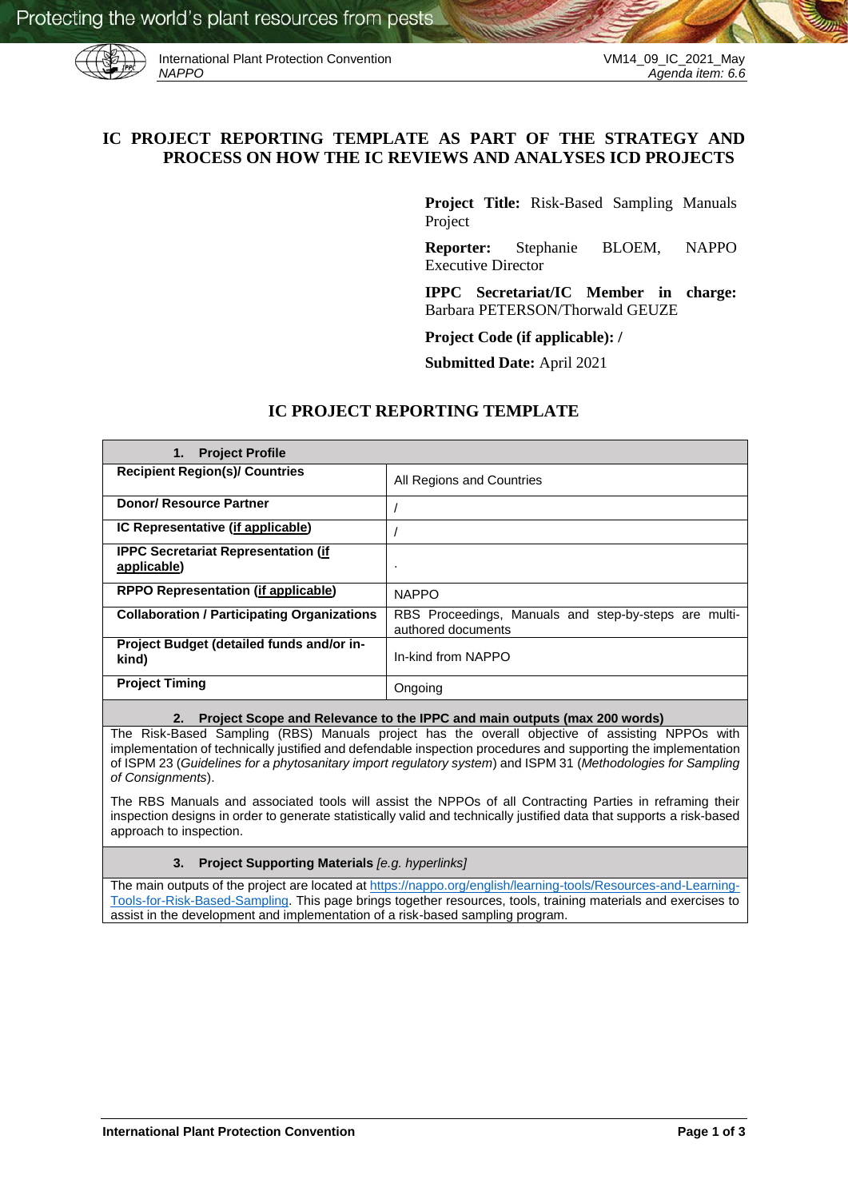International Plant Protection Convention
*NAPPO*

VM14_09_IC_2021_May
*Agenda item: 6.6*

# IC PROJECT REPORTING TEMPLATE AS PART OF THE STRATEGY AND PROCESS ON HOW THE IC REVIEWS AND ANALYSES ICD PROJECTS

**Project Title:** Risk-Based Sampling Manuals Project

**Reporter:** Stephanie BLOEM, NAPPO Executive Director

**IPPC Secretariat/IC Member in charge:** Barbara PETERSON/Thorwald GEUZE

**Project Code (if applicable): /**

**Submitted Date:** April 2021

## IC PROJECT REPORTING TEMPLATE

| **1. Project Profile** | |
|---|---|
| **Recipient Region(s)/ Countries** | All Regions and Countries |
| **Donor/ Resource Partner** | / |
| **IC Representative (if applicable)** | / |
| **IPPC Secretariat Representation (if applicable)** | . |
| **RPPO Representation (if applicable)** | NAPPO |
| **Collaboration / Participating Organizations** | RBS Proceedings, Manuals and step-by-steps are multi-authored documents |
| **Project Budget (detailed funds and/or in-kind)** | In-kind from NAPPO |
| **Project Timing** | Ongoing |

**2. Project Scope and Relevance to the IPPC and main outputs (max 200 words)**

The Risk-Based Sampling (RBS) Manuals project has the overall objective of assisting NPPOs with implementation of technically justified and defendable inspection procedures and supporting the implementation of ISPM 23 (*Guidelines for a phytosanitary import regulatory system*) and ISPM 31 (*Methodologies for Sampling of Consignments*).

The RBS Manuals and associated tools will assist the NPPOs of all Contracting Parties in reframing their inspection designs in order to generate statistically valid and technically justified data that supports a risk-based approach to inspection.

**3. Project Supporting Materials** *[e.g. hyperlinks]*

The main outputs of the project are located at https://nappo.org/english/learning-tools/Resources-and-Learning-Tools-for-Risk-Based-Sampling. This page brings together resources, tools, training materials and exercises to assist in the development and implementation of a risk-based sampling program.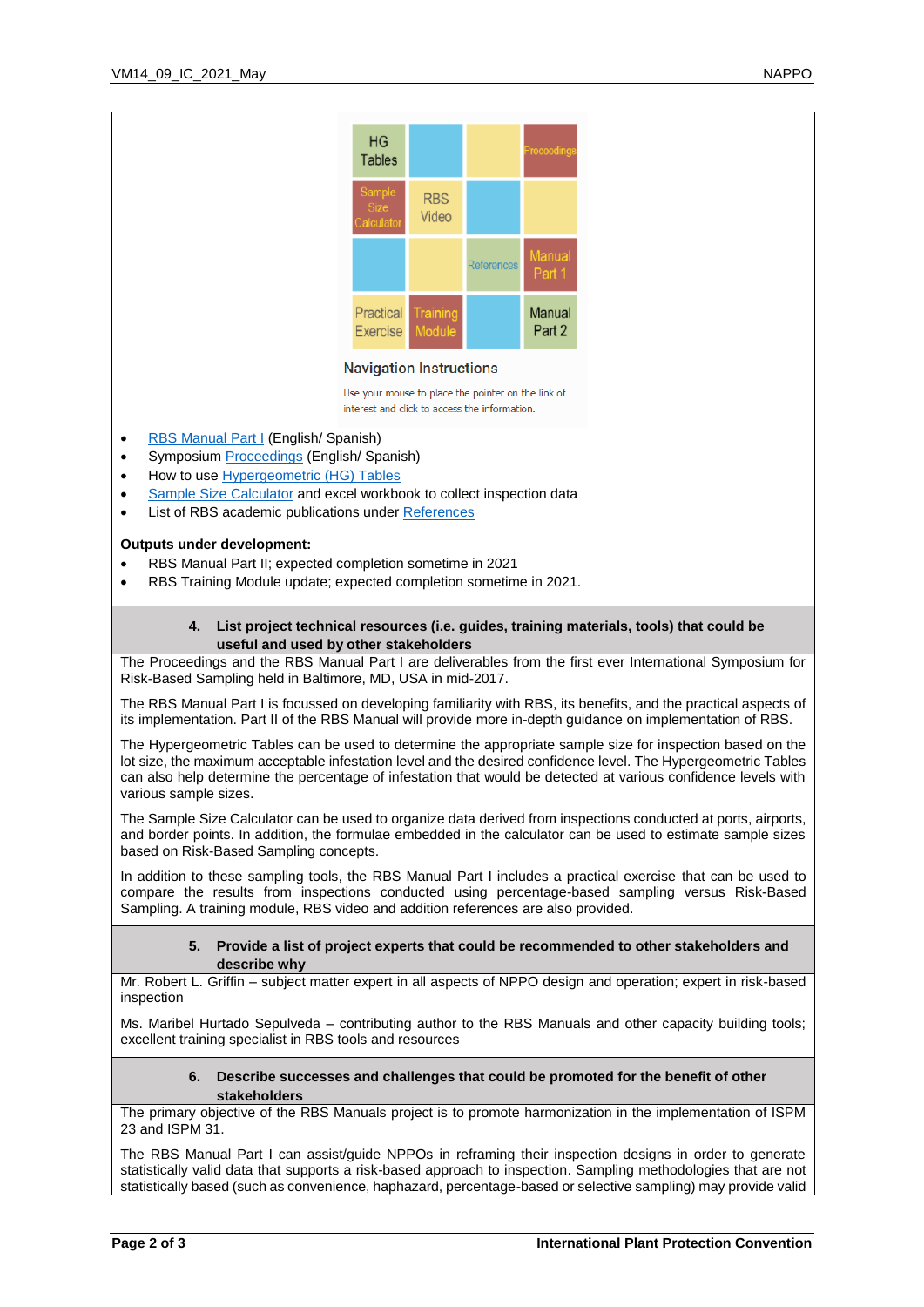| HG Tables | | | Proceedings |
|---|---|---|---|
| Sample Size Calculator | RBS Video | | |
| | | References | Manual Part 1 |
| Practical Exercise | Training Module | | Manual Part 2 |

**Navigation Instructions**

Use your mouse to place the pointer on the link of interest and click to access the information.

- RBS Manual Part I (English/ Spanish)
- Symposium Proceedings (English/ Spanish)
- How to use Hypergeometric (HG) Tables
- Sample Size Calculator and excel workbook to collect inspection data
- List of RBS academic publications under References

**Outputs under development:**

- RBS Manual Part II; expected completion sometime in 2021
- RBS Training Module update; expected completion sometime in 2021.

**4. List project technical resources (i.e. guides, training materials, tools) that could be useful and used by other stakeholders**

The Proceedings and the RBS Manual Part I are deliverables from the first ever International Symposium for Risk-Based Sampling held in Baltimore, MD, USA in mid-2017.

The RBS Manual Part I is focussed on developing familiarity with RBS, its benefits, and the practical aspects of its implementation. Part II of the RBS Manual will provide more in-depth guidance on implementation of RBS.

The Hypergeometric Tables can be used to determine the appropriate sample size for inspection based on the lot size, the maximum acceptable infestation level and the desired confidence level. The Hypergeometric Tables can also help determine the percentage of infestation that would be detected at various confidence levels with various sample sizes.

The Sample Size Calculator can be used to organize data derived from inspections conducted at ports, airports, and border points. In addition, the formulae embedded in the calculator can be used to estimate sample sizes based on Risk-Based Sampling concepts.

In addition to these sampling tools, the RBS Manual Part I includes a practical exercise that can be used to compare the results from inspections conducted using percentage-based sampling versus Risk-Based Sampling. A training module, RBS video and addition references are also provided.

**5. Provide a list of project experts that could be recommended to other stakeholders and describe why**

Mr. Robert L. Griffin – subject matter expert in all aspects of NPPO design and operation; expert in risk-based inspection

Ms. Maribel Hurtado Sepulveda – contributing author to the RBS Manuals and other capacity building tools; excellent training specialist in RBS tools and resources

**6. Describe successes and challenges that could be promoted for the benefit of other stakeholders**

The primary objective of the RBS Manuals project is to promote harmonization in the implementation of ISPM 23 and ISPM 31.

The RBS Manual Part I can assist/guide NPPOs in reframing their inspection designs in order to generate statistically valid data that supports a risk-based approach to inspection. Sampling methodologies that are not statistically based (such as convenience, haphazard, percentage-based or selective sampling) may provide valid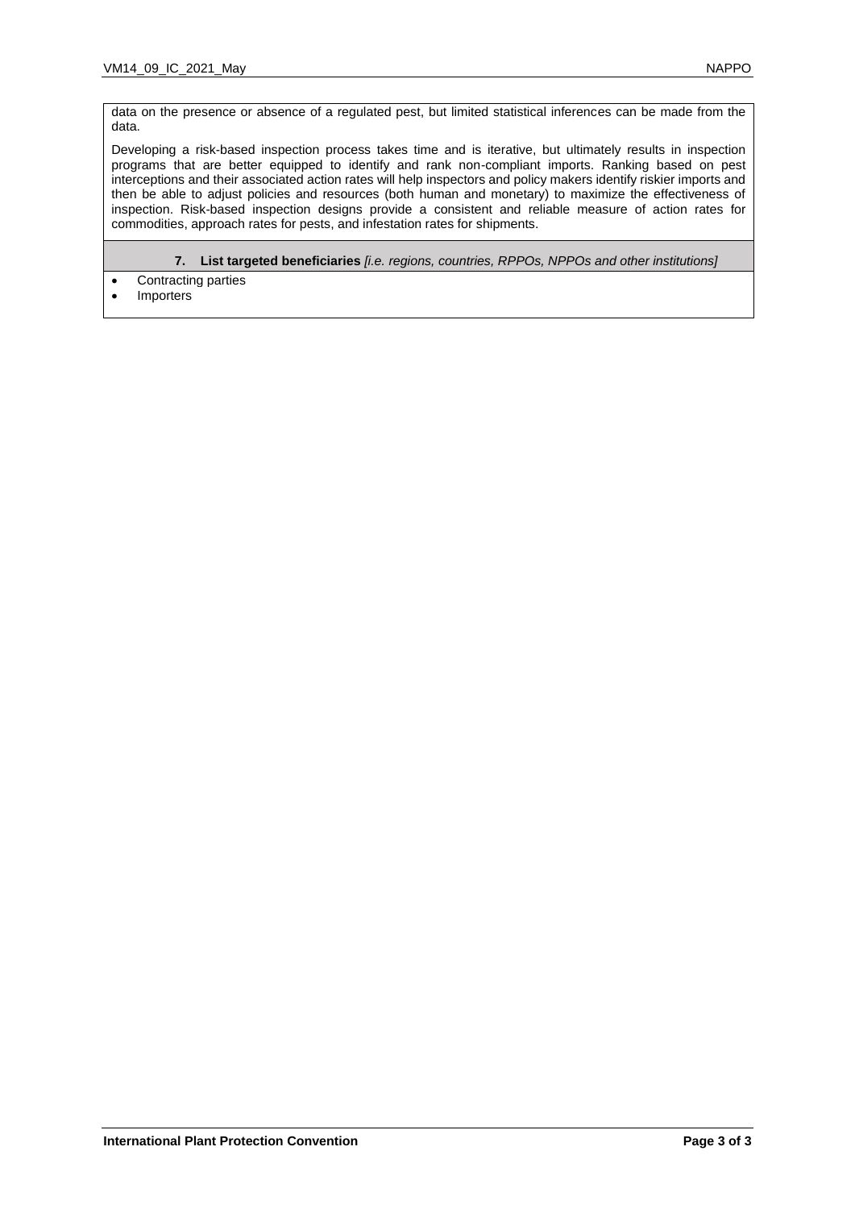data on the presence or absence of a regulated pest, but limited statistical inferences can be made from the data.

Developing a risk-based inspection process takes time and is iterative, but ultimately results in inspection programs that are better equipped to identify and rank non-compliant imports. Ranking based on pest interceptions and their associated action rates will help inspectors and policy makers identify riskier imports and then be able to adjust policies and resources (both human and monetary) to maximize the effectiveness of inspection. Risk-based inspection designs provide a consistent and reliable measure of action rates for commodities, approach rates for pests, and infestation rates for shipments.

### 7. List targeted beneficiaries *[i.e. regions, countries, RPPOs, NPPOs and other institutions]*

- Contracting parties
- Importers